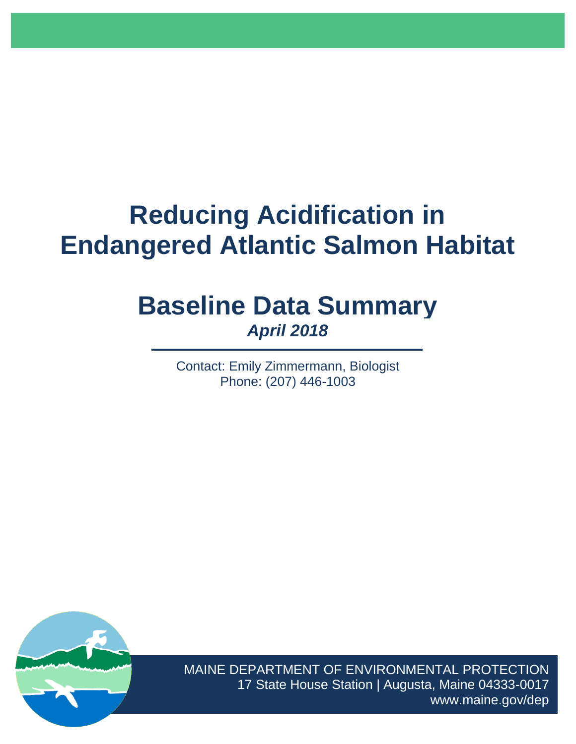# Reducing Acidification in Endangered Atlantic Salmon Habitat

## Baseline Data Summary

***April 2018***

Contact: Emily Zimmermann, Biologist
Phone: (207) 446-1003

MAINE DEPARTMENT OF ENVIRONMENTAL PROTECTION
17 State House Station | Augusta, Maine 04333-0017
www.maine.gov/dep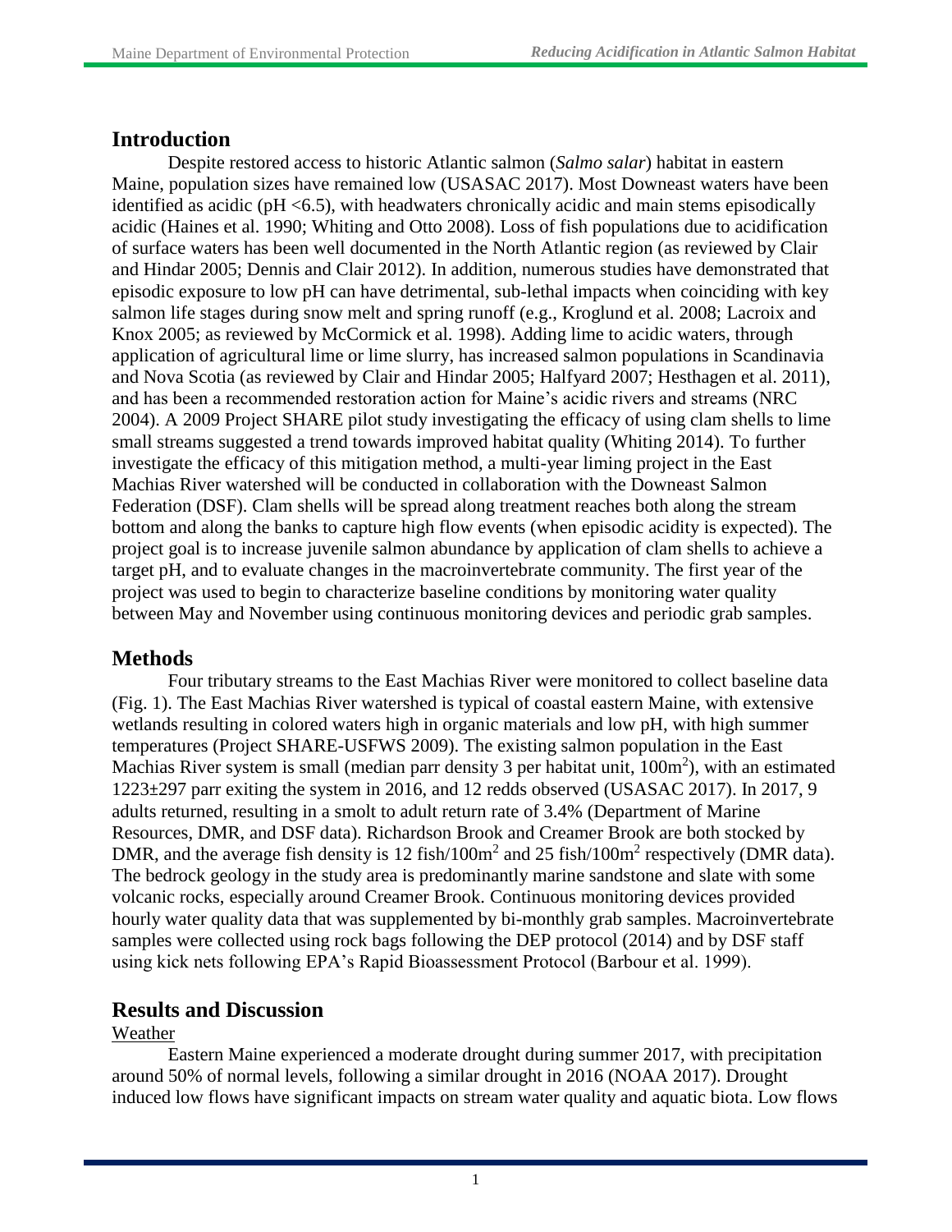## Introduction

Despite restored access to historic Atlantic salmon (*Salmo salar*) habitat in eastern Maine, population sizes have remained low (USASAC 2017). Most Downeast waters have been identified as acidic (pH <6.5), with headwaters chronically acidic and main stems episodically acidic (Haines et al. 1990; Whiting and Otto 2008). Loss of fish populations due to acidification of surface waters has been well documented in the North Atlantic region (as reviewed by Clair and Hindar 2005; Dennis and Clair 2012). In addition, numerous studies have demonstrated that episodic exposure to low pH can have detrimental, sub-lethal impacts when coinciding with key salmon life stages during snow melt and spring runoff (e.g., Kroglund et al. 2008; Lacroix and Knox 2005; as reviewed by McCormick et al. 1998). Adding lime to acidic waters, through application of agricultural lime or lime slurry, has increased salmon populations in Scandinavia and Nova Scotia (as reviewed by Clair and Hindar 2005; Halfyard 2007; Hesthagen et al. 2011), and has been a recommended restoration action for Maine's acidic rivers and streams (NRC 2004). A 2009 Project SHARE pilot study investigating the efficacy of using clam shells to lime small streams suggested a trend towards improved habitat quality (Whiting 2014). To further investigate the efficacy of this mitigation method, a multi-year liming project in the East Machias River watershed will be conducted in collaboration with the Downeast Salmon Federation (DSF). Clam shells will be spread along treatment reaches both along the stream bottom and along the banks to capture high flow events (when episodic acidity is expected). The project goal is to increase juvenile salmon abundance by application of clam shells to achieve a target pH, and to evaluate changes in the macroinvertebrate community. The first year of the project was used to begin to characterize baseline conditions by monitoring water quality between May and November using continuous monitoring devices and periodic grab samples.

## Methods

Four tributary streams to the East Machias River were monitored to collect baseline data (Fig. 1). The East Machias River watershed is typical of coastal eastern Maine, with extensive wetlands resulting in colored waters high in organic materials and low pH, with high summer temperatures (Project SHARE-USFWS 2009). The existing salmon population in the East Machias River system is small (median parr density 3 per habitat unit, $100m^2$), with an estimated 1223±297 parr exiting the system in 2016, and 12 redds observed (USASAC 2017). In 2017, 9 adults returned, resulting in a smolt to adult return rate of 3.4% (Department of Marine Resources, DMR, and DSF data). Richardson Brook and Creamer Brook are both stocked by DMR, and the average fish density is 12 fish/$100m^2$ and 25 fish/$100m^2$ respectively (DMR data). The bedrock geology in the study area is predominantly marine sandstone and slate with some volcanic rocks, especially around Creamer Brook. Continuous monitoring devices provided hourly water quality data that was supplemented by bi-monthly grab samples. Macroinvertebrate samples were collected using rock bags following the DEP protocol (2014) and by DSF staff using kick nets following EPA's Rapid Bioassessment Protocol (Barbour et al. 1999).

## Results and Discussion

Weather

Eastern Maine experienced a moderate drought during summer 2017, with precipitation around 50% of normal levels, following a similar drought in 2016 (NOAA 2017). Drought induced low flows have significant impacts on stream water quality and aquatic biota. Low flows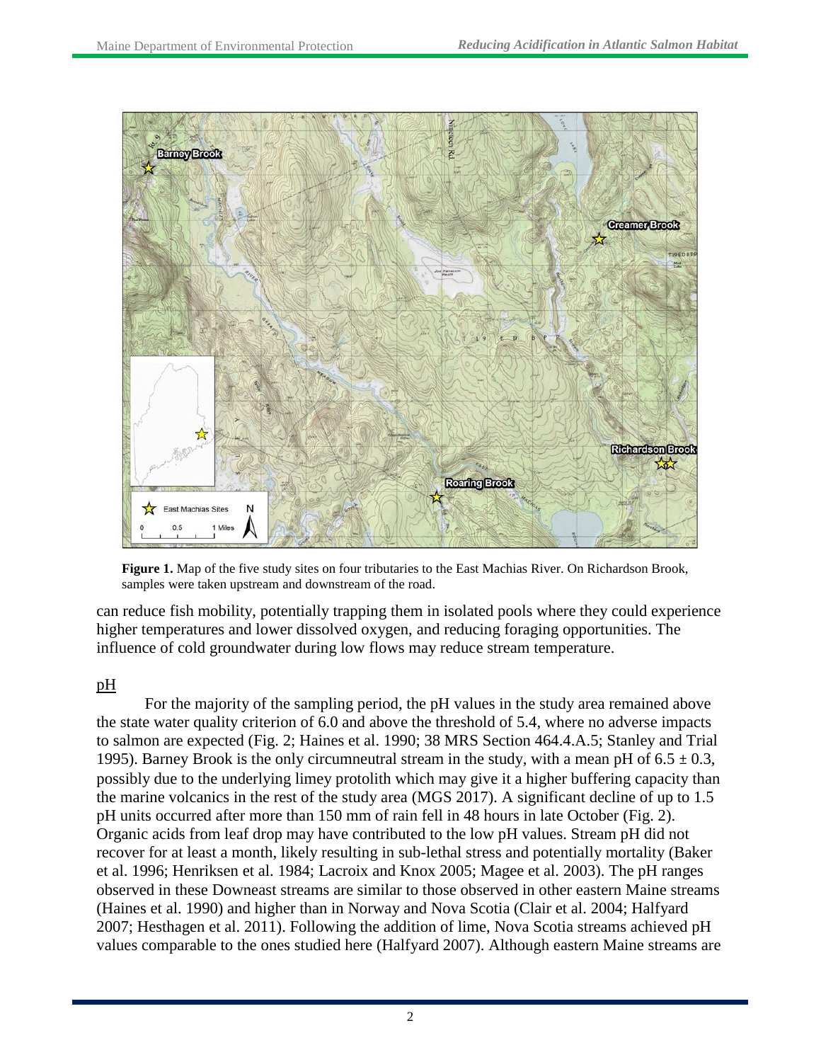**Figure 1.** Map of the five study sites on four tributaries to the East Machias River. On Richardson Brook, samples were taken upstream and downstream of the road.

can reduce fish mobility, potentially trapping them in isolated pools where they could experience higher temperatures and lower dissolved oxygen, and reducing foraging opportunities. The influence of cold groundwater during low flows may reduce stream temperature.

## pH

For the majority of the sampling period, the pH values in the study area remained above the state water quality criterion of 6.0 and above the threshold of 5.4, where no adverse impacts to salmon are expected (Fig. 2; Haines et al. 1990; 38 MRS Section 464.4.A.5; Stanley and Trial 1995). Barney Brook is the only circumneutral stream in the study, with a mean pH of $6.5 \pm 0.3$, possibly due to the underlying limey protolith which may give it a higher buffering capacity than the marine volcanics in the rest of the study area (MGS 2017). A significant decline of up to 1.5 pH units occurred after more than 150 mm of rain fell in 48 hours in late October (Fig. 2). Organic acids from leaf drop may have contributed to the low pH values. Stream pH did not recover for at least a month, likely resulting in sub-lethal stress and potentially mortality (Baker et al. 1996; Henriksen et al. 1984; Lacroix and Knox 2005; Magee et al. 2003). The pH ranges observed in these Downeast streams are similar to those observed in other eastern Maine streams (Haines et al. 1990) and higher than in Norway and Nova Scotia (Clair et al. 2004; Halfyard 2007; Hesthagen et al. 2011). Following the addition of lime, Nova Scotia streams achieved pH values comparable to the ones studied here (Halfyard 2007). Although eastern Maine streams are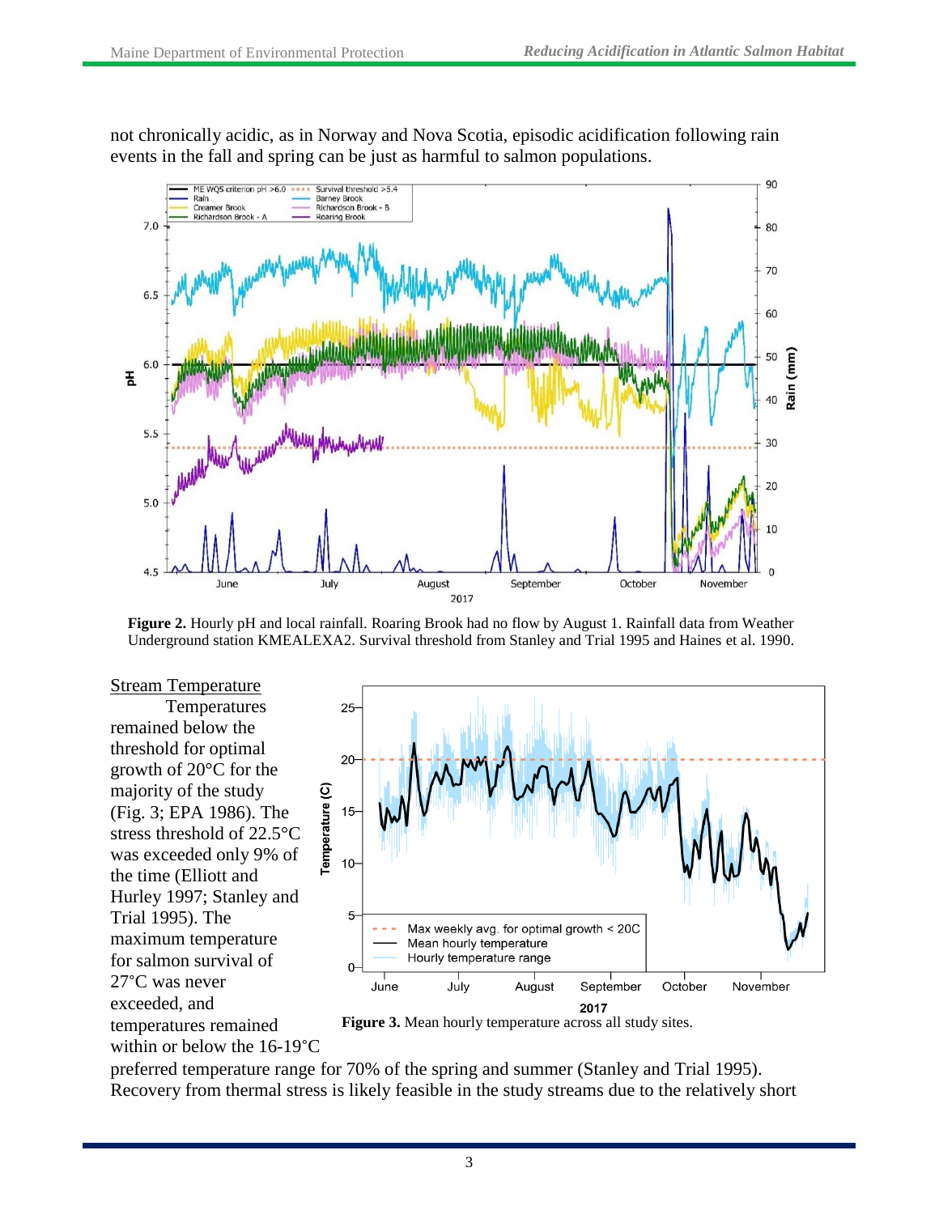not chronically acidic, as in Norway and Nova Scotia, episodic acidification following rain events in the fall and spring can be just as harmful to salmon populations.

**Figure 2.** Hourly pH and local rainfall. Roaring Brook had no flow by August 1. Rainfall data from Weather Underground station KMEALEXA2. Survival threshold from Stanley and Trial 1995 and Haines et al. 1990.

Stream Temperature

Temperatures remained below the threshold for optimal growth of 20°C for the majority of the study (Fig. 3; EPA 1986). The stress threshold of 22.5°C was exceeded only 9% of the time (Elliott and Hurley 1997; Stanley and Trial 1995). The maximum temperature for salmon survival of 27°C was never exceeded, and temperatures remained within or below the 16-19°C preferred temperature range for 70% of the spring and summer (Stanley and Trial 1995). Recovery from thermal stress is likely feasible in the study streams due to the relatively short

**Figure 3.** Mean hourly temperature across all study sites.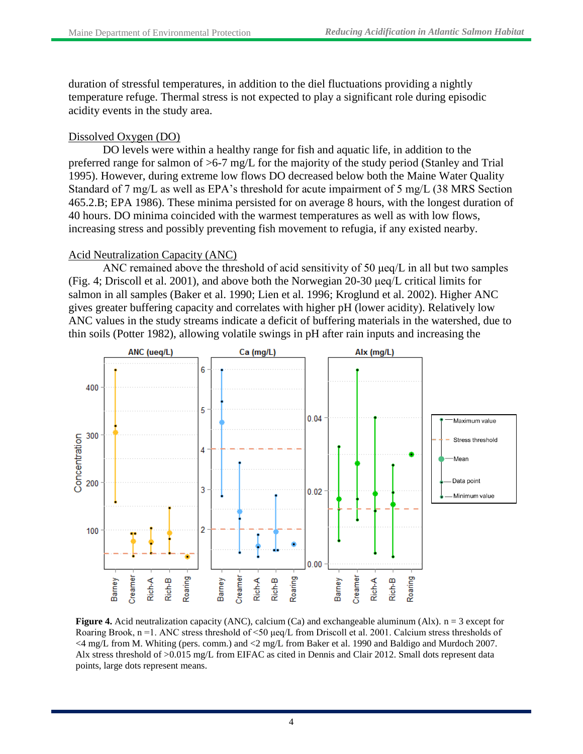duration of stressful temperatures, in addition to the diel fluctuations providing a nightly temperature refuge. Thermal stress is not expected to play a significant role during episodic acidity events in the study area.

Dissolved Oxygen (DO)

DO levels were within a healthy range for fish and aquatic life, in addition to the preferred range for salmon of >6-7 mg/L for the majority of the study period (Stanley and Trial 1995). However, during extreme low flows DO decreased below both the Maine Water Quality Standard of 7 mg/L as well as EPA's threshold for acute impairment of 5 mg/L (38 MRS Section 465.2.B; EPA 1986). These minima persisted for on average 8 hours, with the longest duration of 40 hours. DO minima coincided with the warmest temperatures as well as with low flows, increasing stress and possibly preventing fish movement to refugia, if any existed nearby.

Acid Neutralization Capacity (ANC)

ANC remained above the threshold of acid sensitivity of 50 μeq/L in all but two samples (Fig. 4; Driscoll et al. 2001), and above both the Norwegian 20-30 μeq/L critical limits for salmon in all samples (Baker et al. 1990; Lien et al. 1996; Kroglund et al. 2002). Higher ANC gives greater buffering capacity and correlates with higher pH (lower acidity). Relatively low ANC values in the study streams indicate a deficit of buffering materials in the watershed, due to thin soils (Potter 1982), allowing volatile swings in pH after rain inputs and increasing the

**Figure 4.** Acid neutralization capacity (ANC), calcium (Ca) and exchangeable aluminum (Alx). n = 3 except for Roaring Brook, n =1. ANC stress threshold of <50 μeq/L from Driscoll et al. 2001. Calcium stress thresholds of <4 mg/L from M. Whiting (pers. comm.) and <2 mg/L from Baker et al. 1990 and Baldigo and Murdoch 2007. Alx stress threshold of >0.015 mg/L from EIFAC as cited in Dennis and Clair 2012. Small dots represent data points, large dots represent means.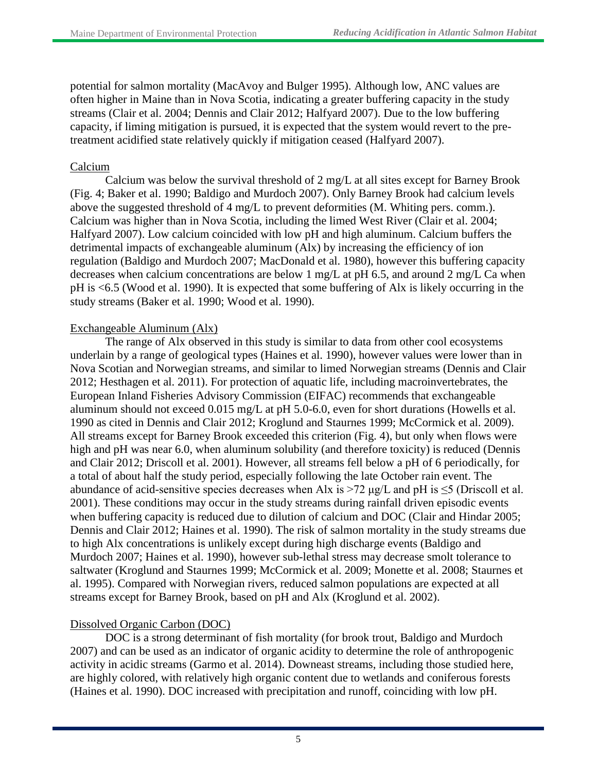potential for salmon mortality (MacAvoy and Bulger 1995). Although low, ANC values are often higher in Maine than in Nova Scotia, indicating a greater buffering capacity in the study streams (Clair et al. 2004; Dennis and Clair 2012; Halfyard 2007). Due to the low buffering capacity, if liming mitigation is pursued, it is expected that the system would revert to the pre-treatment acidified state relatively quickly if mitigation ceased (Halfyard 2007).

Calcium

Calcium was below the survival threshold of 2 mg/L at all sites except for Barney Brook (Fig. 4; Baker et al. 1990; Baldigo and Murdoch 2007). Only Barney Brook had calcium levels above the suggested threshold of 4 mg/L to prevent deformities (M. Whiting pers. comm.). Calcium was higher than in Nova Scotia, including the limed West River (Clair et al. 2004; Halfyard 2007). Low calcium coincided with low pH and high aluminum. Calcium buffers the detrimental impacts of exchangeable aluminum (Alx) by increasing the efficiency of ion regulation (Baldigo and Murdoch 2007; MacDonald et al. 1980), however this buffering capacity decreases when calcium concentrations are below 1 mg/L at pH 6.5, and around 2 mg/L Ca when pH is <6.5 (Wood et al. 1990). It is expected that some buffering of Alx is likely occurring in the study streams (Baker et al. 1990; Wood et al. 1990).

Exchangeable Aluminum (Alx)

The range of Alx observed in this study is similar to data from other cool ecosystems underlain by a range of geological types (Haines et al. 1990), however values were lower than in Nova Scotian and Norwegian streams, and similar to limed Norwegian streams (Dennis and Clair 2012; Hesthagen et al. 2011). For protection of aquatic life, including macroinvertebrates, the European Inland Fisheries Advisory Commission (EIFAC) recommends that exchangeable aluminum should not exceed 0.015 mg/L at pH 5.0-6.0, even for short durations (Howells et al. 1990 as cited in Dennis and Clair 2012; Kroglund and Staurnes 1999; McCormick et al. 2009). All streams except for Barney Brook exceeded this criterion (Fig. 4), but only when flows were high and pH was near 6.0, when aluminum solubility (and therefore toxicity) is reduced (Dennis and Clair 2012; Driscoll et al. 2001). However, all streams fell below a pH of 6 periodically, for a total of about half the study period, especially following the late October rain event. The abundance of acid-sensitive species decreases when Alx is >72 μg/L and pH is ≤5 (Driscoll et al. 2001). These conditions may occur in the study streams during rainfall driven episodic events when buffering capacity is reduced due to dilution of calcium and DOC (Clair and Hindar 2005; Dennis and Clair 2012; Haines et al. 1990). The risk of salmon mortality in the study streams due to high Alx concentrations is unlikely except during high discharge events (Baldigo and Murdoch 2007; Haines et al. 1990), however sub-lethal stress may decrease smolt tolerance to saltwater (Kroglund and Staurnes 1999; McCormick et al. 2009; Monette et al. 2008; Staurnes et al. 1995). Compared with Norwegian rivers, reduced salmon populations are expected at all streams except for Barney Brook, based on pH and Alx (Kroglund et al. 2002).

Dissolved Organic Carbon (DOC)

DOC is a strong determinant of fish mortality (for brook trout, Baldigo and Murdoch 2007) and can be used as an indicator of organic acidity to determine the role of anthropogenic activity in acidic streams (Garmo et al. 2014). Downeast streams, including those studied here, are highly colored, with relatively high organic content due to wetlands and coniferous forests (Haines et al. 1990). DOC increased with precipitation and runoff, coinciding with low pH.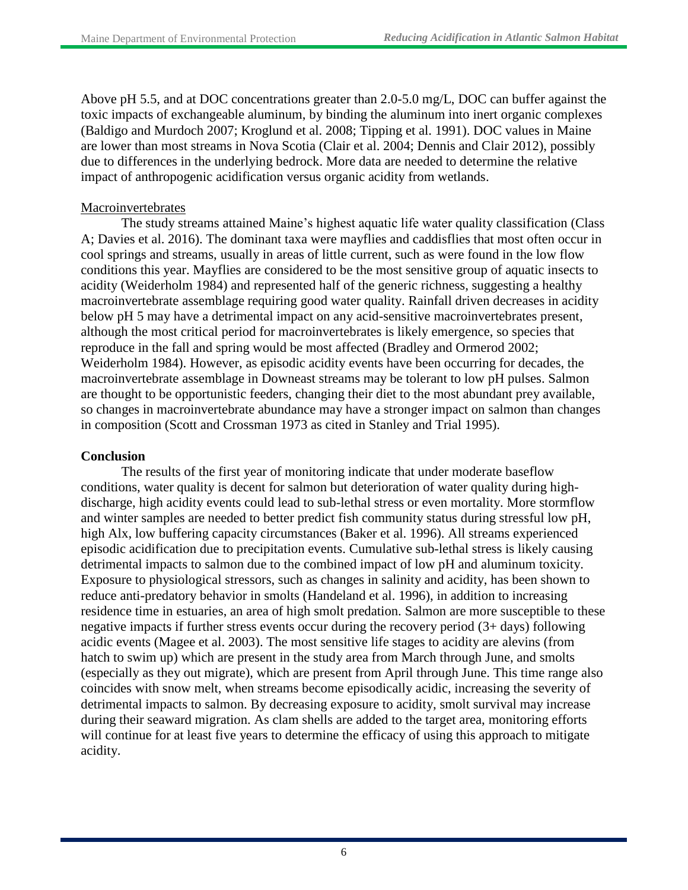Above pH 5.5, and at DOC concentrations greater than 2.0-5.0 mg/L, DOC can buffer against the toxic impacts of exchangeable aluminum, by binding the aluminum into inert organic complexes (Baldigo and Murdoch 2007; Kroglund et al. 2008; Tipping et al. 1991). DOC values in Maine are lower than most streams in Nova Scotia (Clair et al. 2004; Dennis and Clair 2012), possibly due to differences in the underlying bedrock. More data are needed to determine the relative impact of anthropogenic acidification versus organic acidity from wetlands.

Macroinvertebrates

The study streams attained Maine's highest aquatic life water quality classification (Class A; Davies et al. 2016). The dominant taxa were mayflies and caddisflies that most often occur in cool springs and streams, usually in areas of little current, such as were found in the low flow conditions this year. Mayflies are considered to be the most sensitive group of aquatic insects to acidity (Weiderholm 1984) and represented half of the generic richness, suggesting a healthy macroinvertebrate assemblage requiring good water quality. Rainfall driven decreases in acidity below pH 5 may have a detrimental impact on any acid-sensitive macroinvertebrates present, although the most critical period for macroinvertebrates is likely emergence, so species that reproduce in the fall and spring would be most affected (Bradley and Ormerod 2002; Weiderholm 1984). However, as episodic acidity events have been occurring for decades, the macroinvertebrate assemblage in Downeast streams may be tolerant to low pH pulses. Salmon are thought to be opportunistic feeders, changing their diet to the most abundant prey available, so changes in macroinvertebrate abundance may have a stronger impact on salmon than changes in composition (Scott and Crossman 1973 as cited in Stanley and Trial 1995).

## Conclusion

The results of the first year of monitoring indicate that under moderate baseflow conditions, water quality is decent for salmon but deterioration of water quality during high-discharge, high acidity events could lead to sub-lethal stress or even mortality. More stormflow and winter samples are needed to better predict fish community status during stressful low pH, high Alx, low buffering capacity circumstances (Baker et al. 1996). All streams experienced episodic acidification due to precipitation events. Cumulative sub-lethal stress is likely causing detrimental impacts to salmon due to the combined impact of low pH and aluminum toxicity. Exposure to physiological stressors, such as changes in salinity and acidity, has been shown to reduce anti-predatory behavior in smolts (Handeland et al. 1996), in addition to increasing residence time in estuaries, an area of high smolt predation. Salmon are more susceptible to these negative impacts if further stress events occur during the recovery period (3+ days) following acidic events (Magee et al. 2003). The most sensitive life stages to acidity are alevins (from hatch to swim up) which are present in the study area from March through June, and smolts (especially as they out migrate), which are present from April through June. This time range also coincides with snow melt, when streams become episodically acidic, increasing the severity of detrimental impacts to salmon. By decreasing exposure to acidity, smolt survival may increase during their seaward migration. As clam shells are added to the target area, monitoring efforts will continue for at least five years to determine the efficacy of using this approach to mitigate acidity.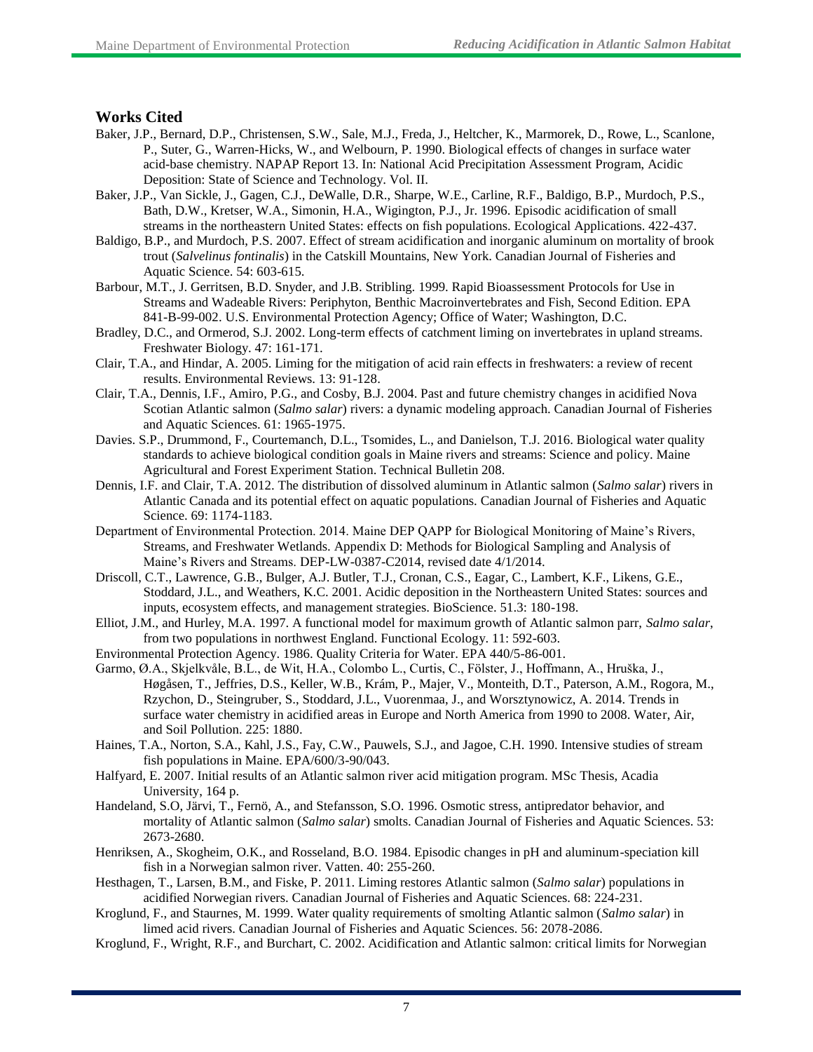## Works Cited

Baker, J.P., Bernard, D.P., Christensen, S.W., Sale, M.J., Freda, J., Heltcher, K., Marmorek, D., Rowe, L., Scanlone, P., Suter, G., Warren-Hicks, W., and Welbourn, P. 1990. Biological effects of changes in surface water acid-base chemistry. NAPAP Report 13. In: National Acid Precipitation Assessment Program, Acidic Deposition: State of Science and Technology. Vol. II.

Baker, J.P., Van Sickle, J., Gagen, C.J., DeWalle, D.R., Sharpe, W.E., Carline, R.F., Baldigo, B.P., Murdoch, P.S., Bath, D.W., Kretser, W.A., Simonin, H.A., Wigington, P.J., Jr. 1996. Episodic acidification of small streams in the northeastern United States: effects on fish populations. Ecological Applications. 422-437.

Baldigo, B.P., and Murdoch, P.S. 2007. Effect of stream acidification and inorganic aluminum on mortality of brook trout (*Salvelinus fontinalis*) in the Catskill Mountains, New York. Canadian Journal of Fisheries and Aquatic Science. 54: 603-615.

Barbour, M.T., J. Gerritsen, B.D. Snyder, and J.B. Stribling. 1999. Rapid Bioassessment Protocols for Use in Streams and Wadeable Rivers: Periphyton, Benthic Macroinvertebrates and Fish, Second Edition. EPA 841-B-99-002. U.S. Environmental Protection Agency; Office of Water; Washington, D.C.

Bradley, D.C., and Ormerod, S.J. 2002. Long-term effects of catchment liming on invertebrates in upland streams. Freshwater Biology. 47: 161-171.

Clair, T.A., and Hindar, A. 2005. Liming for the mitigation of acid rain effects in freshwaters: a review of recent results. Environmental Reviews. 13: 91-128.

Clair, T.A., Dennis, I.F., Amiro, P.G., and Cosby, B.J. 2004. Past and future chemistry changes in acidified Nova Scotian Atlantic salmon (*Salmo salar*) rivers: a dynamic modeling approach. Canadian Journal of Fisheries and Aquatic Sciences. 61: 1965-1975.

Davies. S.P., Drummond, F., Courtemanch, D.L., Tsomides, L., and Danielson, T.J. 2016. Biological water quality standards to achieve biological condition goals in Maine rivers and streams: Science and policy. Maine Agricultural and Forest Experiment Station. Technical Bulletin 208.

Dennis, I.F. and Clair, T.A. 2012. The distribution of dissolved aluminum in Atlantic salmon (*Salmo salar*) rivers in Atlantic Canada and its potential effect on aquatic populations. Canadian Journal of Fisheries and Aquatic Science. 69: 1174-1183.

Department of Environmental Protection. 2014. Maine DEP QAPP for Biological Monitoring of Maine's Rivers, Streams, and Freshwater Wetlands. Appendix D: Methods for Biological Sampling and Analysis of Maine's Rivers and Streams. DEP-LW-0387-C2014, revised date 4/1/2014.

Driscoll, C.T., Lawrence, G.B., Bulger, A.J. Butler, T.J., Cronan, C.S., Eagar, C., Lambert, K.F., Likens, G.E., Stoddard, J.L., and Weathers, K.C. 2001. Acidic deposition in the Northeastern United States: sources and inputs, ecosystem effects, and management strategies. BioScience. 51.3: 180-198.

Elliot, J.M., and Hurley, M.A. 1997. A functional model for maximum growth of Atlantic salmon parr, *Salmo salar*, from two populations in northwest England. Functional Ecology. 11: 592-603.

Environmental Protection Agency. 1986. Quality Criteria for Water. EPA 440/5-86-001.

Garmo, Ø.A., Skjelkvåle, B.L., de Wit, H.A., Colombo L., Curtis, C., Fölster, J., Hoffmann, A., Hruška, J., Høgåsen, T., Jeffries, D.S., Keller, W.B., Krám, P., Majer, V., Monteith, D.T., Paterson, A.M., Rogora, M., Rzychon, D., Steingruber, S., Stoddard, J.L., Vuorenmaa, J., and Worsztynowicz, A. 2014. Trends in surface water chemistry in acidified areas in Europe and North America from 1990 to 2008. Water, Air, and Soil Pollution. 225: 1880.

Haines, T.A., Norton, S.A., Kahl, J.S., Fay, C.W., Pauwels, S.J., and Jagoe, C.H. 1990. Intensive studies of stream fish populations in Maine. EPA/600/3-90/043.

Halfyard, E. 2007. Initial results of an Atlantic salmon river acid mitigation program. MSc Thesis, Acadia University, 164 p.

Handeland, S.O, Järvi, T., Fernö, A., and Stefansson, S.O. 1996. Osmotic stress, antipredator behavior, and mortality of Atlantic salmon (*Salmo salar*) smolts. Canadian Journal of Fisheries and Aquatic Sciences. 53: 2673-2680.

Henriksen, A., Skogheim, O.K., and Rosseland, B.O. 1984. Episodic changes in pH and aluminum-speciation kill fish in a Norwegian salmon river. Vatten. 40: 255-260.

Hesthagen, T., Larsen, B.M., and Fiske, P. 2011. Liming restores Atlantic salmon (*Salmo salar*) populations in acidified Norwegian rivers. Canadian Journal of Fisheries and Aquatic Sciences. 68: 224-231.

Kroglund, F., and Staurnes, M. 1999. Water quality requirements of smolting Atlantic salmon (*Salmo salar*) in limed acid rivers. Canadian Journal of Fisheries and Aquatic Sciences. 56: 2078-2086.

Kroglund, F., Wright, R.F., and Burchart, C. 2002. Acidification and Atlantic salmon: critical limits for Norwegian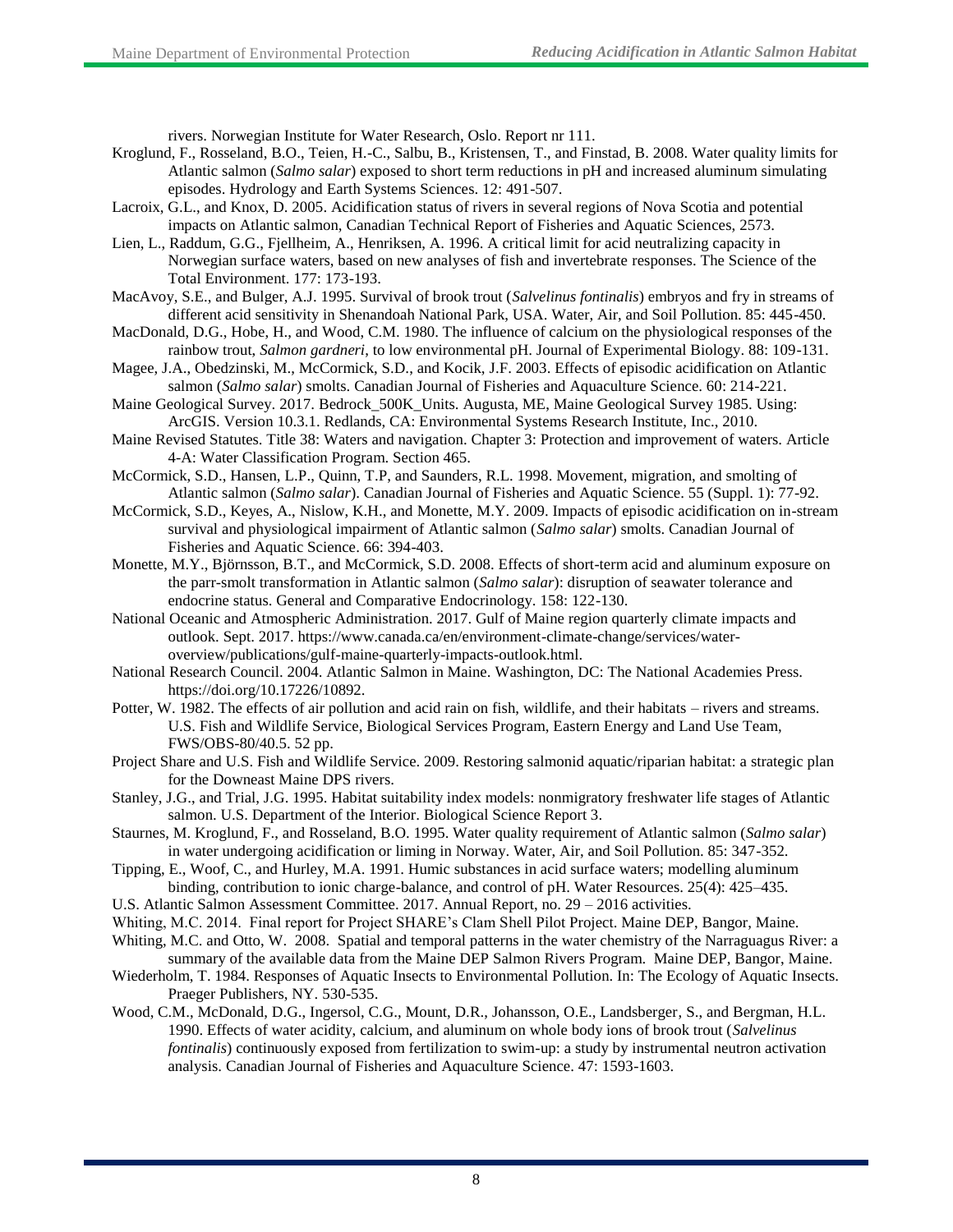rivers. Norwegian Institute for Water Research, Oslo. Report nr 111.

Kroglund, F., Rosseland, B.O., Teien, H.-C., Salbu, B., Kristensen, T., and Finstad, B. 2008. Water quality limits for Atlantic salmon (*Salmo salar*) exposed to short term reductions in pH and increased aluminum simulating episodes. Hydrology and Earth Systems Sciences. 12: 491-507.

Lacroix, G.L., and Knox, D. 2005. Acidification status of rivers in several regions of Nova Scotia and potential impacts on Atlantic salmon, Canadian Technical Report of Fisheries and Aquatic Sciences, 2573.

Lien, L., Raddum, G.G., Fjellheim, A., Henriksen, A. 1996. A critical limit for acid neutralizing capacity in Norwegian surface waters, based on new analyses of fish and invertebrate responses. The Science of the Total Environment. 177: 173-193.

MacAvoy, S.E., and Bulger, A.J. 1995. Survival of brook trout (*Salvelinus fontinalis*) embryos and fry in streams of different acid sensitivity in Shenandoah National Park, USA. Water, Air, and Soil Pollution. 85: 445-450.

MacDonald, D.G., Hobe, H., and Wood, C.M. 1980. The influence of calcium on the physiological responses of the rainbow trout, *Salmon gardneri*, to low environmental pH. Journal of Experimental Biology. 88: 109-131.

Magee, J.A., Obedzinski, M., McCormick, S.D., and Kocik, J.F. 2003. Effects of episodic acidification on Atlantic salmon (*Salmo salar*) smolts. Canadian Journal of Fisheries and Aquaculture Science. 60: 214-221.

Maine Geological Survey. 2017. Bedrock_500K_Units. Augusta, ME, Maine Geological Survey 1985. Using: ArcGIS. Version 10.3.1. Redlands, CA: Environmental Systems Research Institute, Inc., 2010.

Maine Revised Statutes. Title 38: Waters and navigation. Chapter 3: Protection and improvement of waters. Article 4-A: Water Classification Program. Section 465.

McCormick, S.D., Hansen, L.P., Quinn, T.P, and Saunders, R.L. 1998. Movement, migration, and smolting of Atlantic salmon (*Salmo salar*). Canadian Journal of Fisheries and Aquatic Science. 55 (Suppl. 1): 77-92.

McCormick, S.D., Keyes, A., Nislow, K.H., and Monette, M.Y. 2009. Impacts of episodic acidification on in-stream survival and physiological impairment of Atlantic salmon (*Salmo salar*) smolts. Canadian Journal of Fisheries and Aquatic Science. 66: 394-403.

Monette, M.Y., Björnsson, B.T., and McCormick, S.D. 2008. Effects of short-term acid and aluminum exposure on the parr-smolt transformation in Atlantic salmon (*Salmo salar*): disruption of seawater tolerance and endocrine status. General and Comparative Endocrinology. 158: 122-130.

National Oceanic and Atmospheric Administration. 2017. Gulf of Maine region quarterly climate impacts and outlook. Sept. 2017. https://www.canada.ca/en/environment-climate-change/services/water-overview/publications/gulf-maine-quarterly-impacts-outlook.html.

National Research Council. 2004. Atlantic Salmon in Maine. Washington, DC: The National Academies Press. https://doi.org/10.17226/10892.

Potter, W. 1982. The effects of air pollution and acid rain on fish, wildlife, and their habitats – rivers and streams. U.S. Fish and Wildlife Service, Biological Services Program, Eastern Energy and Land Use Team, FWS/OBS-80/40.5. 52 pp.

Project Share and U.S. Fish and Wildlife Service. 2009. Restoring salmonid aquatic/riparian habitat: a strategic plan for the Downeast Maine DPS rivers.

Stanley, J.G., and Trial, J.G. 1995. Habitat suitability index models: nonmigratory freshwater life stages of Atlantic salmon. U.S. Department of the Interior. Biological Science Report 3.

Staurnes, M. Kroglund, F., and Rosseland, B.O. 1995. Water quality requirement of Atlantic salmon (*Salmo salar*) in water undergoing acidification or liming in Norway. Water, Air, and Soil Pollution. 85: 347-352.

Tipping, E., Woof, C., and Hurley, M.A. 1991. Humic substances in acid surface waters; modelling aluminum binding, contribution to ionic charge-balance, and control of pH. Water Resources. 25(4): 425–435.

U.S. Atlantic Salmon Assessment Committee. 2017. Annual Report, no. 29 – 2016 activities.

Whiting, M.C. 2014. Final report for Project SHARE's Clam Shell Pilot Project. Maine DEP, Bangor, Maine.

Whiting, M.C. and Otto, W. 2008. Spatial and temporal patterns in the water chemistry of the Narraguagus River: a summary of the available data from the Maine DEP Salmon Rivers Program. Maine DEP, Bangor, Maine.

Wiederholm, T. 1984. Responses of Aquatic Insects to Environmental Pollution. In: The Ecology of Aquatic Insects. Praeger Publishers, NY. 530-535.

Wood, C.M., McDonald, D.G., Ingersol, C.G., Mount, D.R., Johansson, O.E., Landsberger, S., and Bergman, H.L. 1990. Effects of water acidity, calcium, and aluminum on whole body ions of brook trout (*Salvelinus fontinalis*) continuously exposed from fertilization to swim-up: a study by instrumental neutron activation analysis. Canadian Journal of Fisheries and Aquaculture Science. 47: 1593-1603.